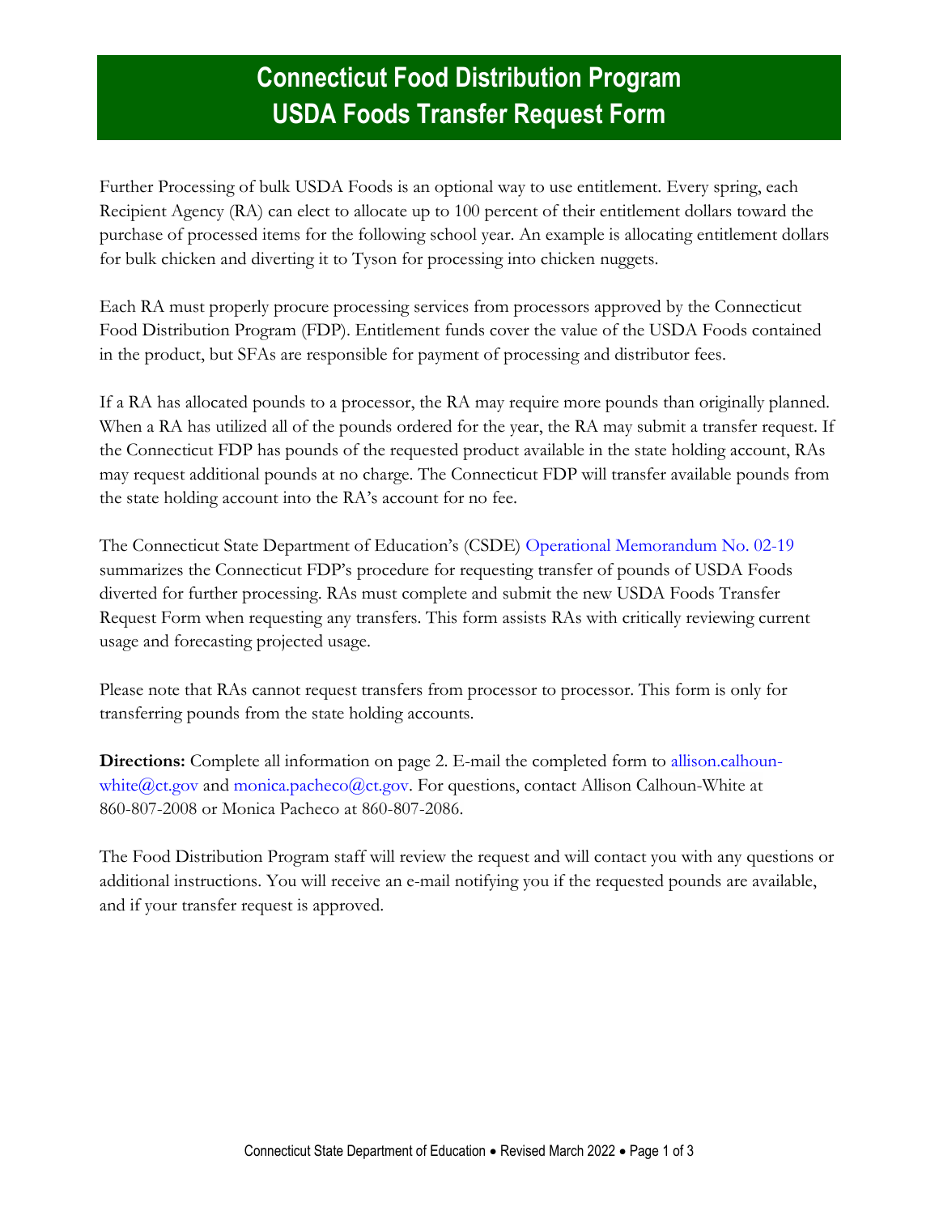# Connecticut Food Distribution Program
# USDA Foods Transfer Request Form

Further Processing of bulk USDA Foods is an optional way to use entitlement. Every spring, each Recipient Agency (RA) can elect to allocate up to 100 percent of their entitlement dollars toward the purchase of processed items for the following school year. An example is allocating entitlement dollars for bulk chicken and diverting it to Tyson for processing into chicken nuggets.

Each RA must properly procure processing services from processors approved by the Connecticut Food Distribution Program (FDP). Entitlement funds cover the value of the USDA Foods contained in the product, but SFAs are responsible for payment of processing and distributor fees.

If a RA has allocated pounds to a processor, the RA may require more pounds than originally planned. When a RA has utilized all of the pounds ordered for the year, the RA may submit a transfer request. If the Connecticut FDP has pounds of the requested product available in the state holding account, RAs may request additional pounds at no charge. The Connecticut FDP will transfer available pounds from the state holding account into the RA's account for no fee.

The Connecticut State Department of Education's (CSDE) Operational Memorandum No. 02-19 summarizes the Connecticut FDP's procedure for requesting transfer of pounds of USDA Foods diverted for further processing. RAs must complete and submit the new USDA Foods Transfer Request Form when requesting any transfers. This form assists RAs with critically reviewing current usage and forecasting projected usage.

Please note that RAs cannot request transfers from processor to processor. This form is only for transferring pounds from the state holding accounts.

**Directions:** Complete all information on page 2. E-mail the completed form to allison.calhoun-white@ct.gov and monica.pacheco@ct.gov. For questions, contact Allison Calhoun-White at 860-807-2008 or Monica Pacheco at 860-807-2086.

The Food Distribution Program staff will review the request and will contact you with any questions or additional instructions. You will receive an e-mail notifying you if the requested pounds are available, and if your transfer request is approved.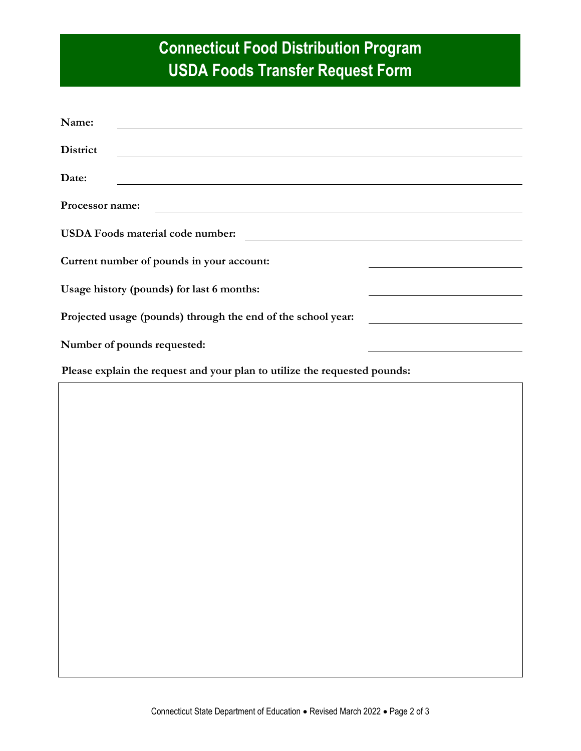# Connecticut Food Distribution Program
# USDA Foods Transfer Request Form

**Name:** ____________________

**District** ____________________

**Date:** ____________________

**Processor name:** ____________________

**USDA Foods material code number:** ____________________

**Current number of pounds in your account:** ____________________

**Usage history (pounds) for last 6 months:** ____________________

**Projected usage (pounds) through the end of the school year:** ____________________

**Number of pounds requested:** ____________________

**Please explain the request and your plan to utilize the requested pounds:**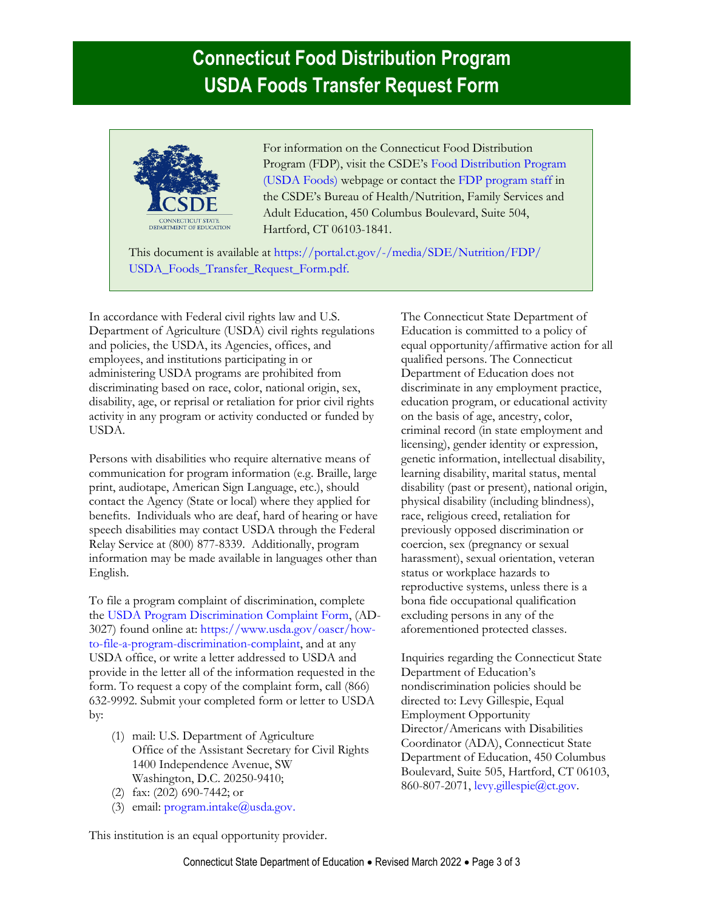# Connecticut Food Distribution Program
# USDA Foods Transfer Request Form

For information on the Connecticut Food Distribution Program (FDP), visit the CSDE's Food Distribution Program (USDA Foods) webpage or contact the FDP program staff in the CSDE's Bureau of Health/Nutrition, Family Services and Adult Education, 450 Columbus Boulevard, Suite 504, Hartford, CT 06103-1841.

This document is available at https://portal.ct.gov/-/media/SDE/Nutrition/FDP/USDA_Foods_Transfer_Request_Form.pdf.

In accordance with Federal civil rights law and U.S. Department of Agriculture (USDA) civil rights regulations and policies, the USDA, its Agencies, offices, and employees, and institutions participating in or administering USDA programs are prohibited from discriminating based on race, color, national origin, sex, disability, age, or reprisal or retaliation for prior civil rights activity in any program or activity conducted or funded by USDA.

Persons with disabilities who require alternative means of communication for program information (e.g. Braille, large print, audiotape, American Sign Language, etc.), should contact the Agency (State or local) where they applied for benefits. Individuals who are deaf, hard of hearing or have speech disabilities may contact USDA through the Federal Relay Service at (800) 877-8339. Additionally, program information may be made available in languages other than English.

To file a program complaint of discrimination, complete the USDA Program Discrimination Complaint Form, (AD-3027) found online at: https://www.usda.gov/oascr/how-to-file-a-program-discrimination-complaint, and at any USDA office, or write a letter addressed to USDA and provide in the letter all of the information requested in the form. To request a copy of the complaint form, call (866) 632-9992. Submit your completed form or letter to USDA by:

(1) mail: U.S. Department of Agriculture
Office of the Assistant Secretary for Civil Rights
1400 Independence Avenue, SW
Washington, D.C. 20250-9410;
(2) fax: (202) 690-7442; or
(3) email: program.intake@usda.gov.

This institution is an equal opportunity provider.

The Connecticut State Department of Education is committed to a policy of equal opportunity/affirmative action for all qualified persons. The Connecticut Department of Education does not discriminate in any employment practice, education program, or educational activity on the basis of age, ancestry, color, criminal record (in state employment and licensing), gender identity or expression, genetic information, intellectual disability, learning disability, marital status, mental disability (past or present), national origin, physical disability (including blindness), race, religious creed, retaliation for previously opposed discrimination or coercion, sex (pregnancy or sexual harassment), sexual orientation, veteran status or workplace hazards to reproductive systems, unless there is a bona fide occupational qualification excluding persons in any of the aforementioned protected classes.

Inquiries regarding the Connecticut State Department of Education's nondiscrimination policies should be directed to: Levy Gillespie, Equal Employment Opportunity Director/Americans with Disabilities Coordinator (ADA), Connecticut State Department of Education, 450 Columbus Boulevard, Suite 505, Hartford, CT 06103, 860-807-2071, levy.gillespie@ct.gov.